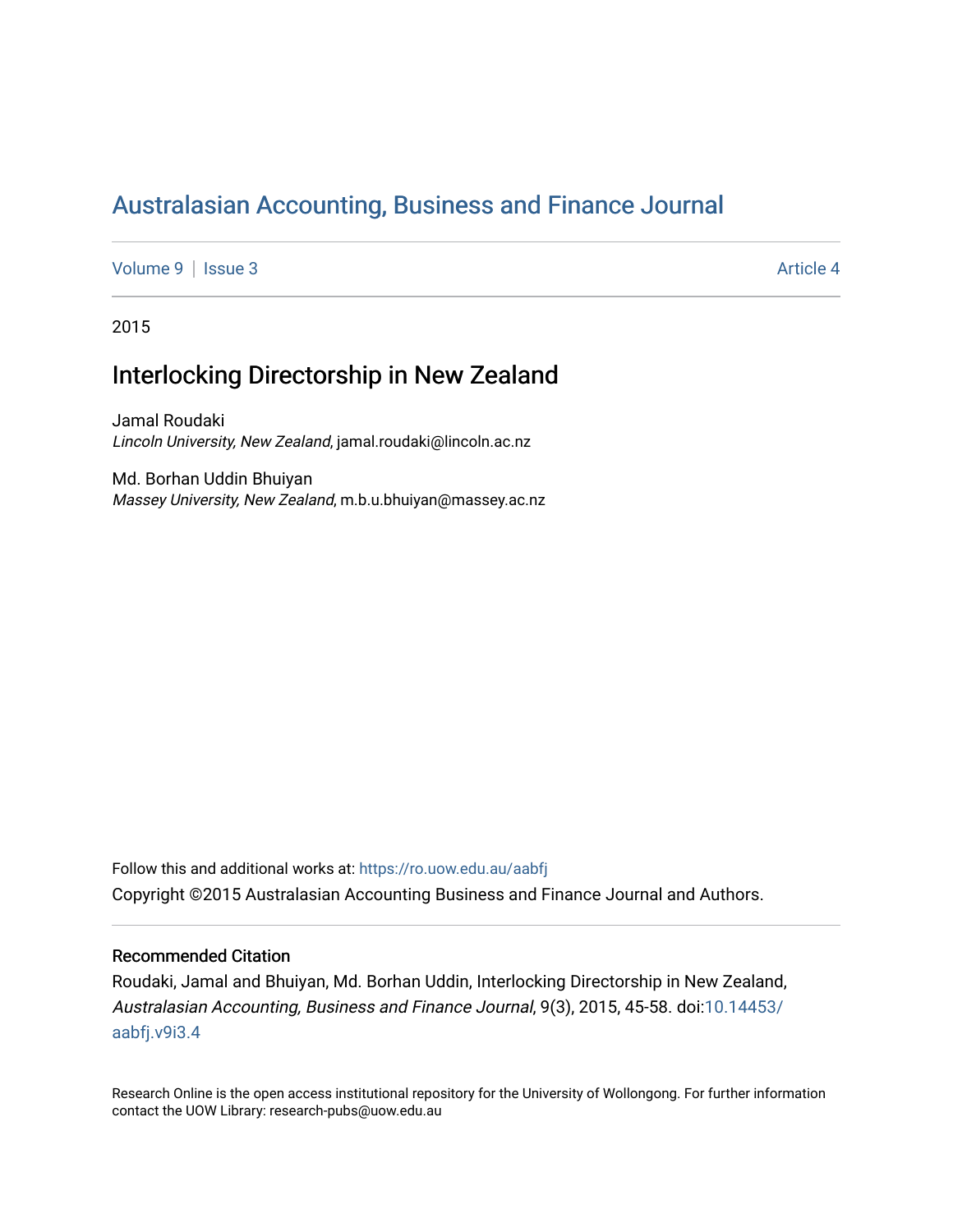# Australasian Accounting, Business and Finance Journal

Volume 9 | Issue 3 Article 4

2015

## Interlocking Directorship in New Zealand

Jamal Roudaki
*Lincoln University, New Zealand*, jamal.roudaki@lincoln.ac.nz

Md. Borhan Uddin Bhuiyan
*Massey University, New Zealand*, m.b.u.bhuiyan@massey.ac.nz

Follow this and additional works at: https://ro.uow.edu.au/aabfj

Copyright ©2015 Australasian Accounting Business and Finance Journal and Authors.

### Recommended Citation

Roudaki, Jamal and Bhuiyan, Md. Borhan Uddin, Interlocking Directorship in New Zealand, *Australasian Accounting, Business and Finance Journal*, 9(3), 2015, 45-58. doi:10.14453/aabfj.v9i3.4

Research Online is the open access institutional repository for the University of Wollongong. For further information contact the UOW Library: research-pubs@uow.edu.au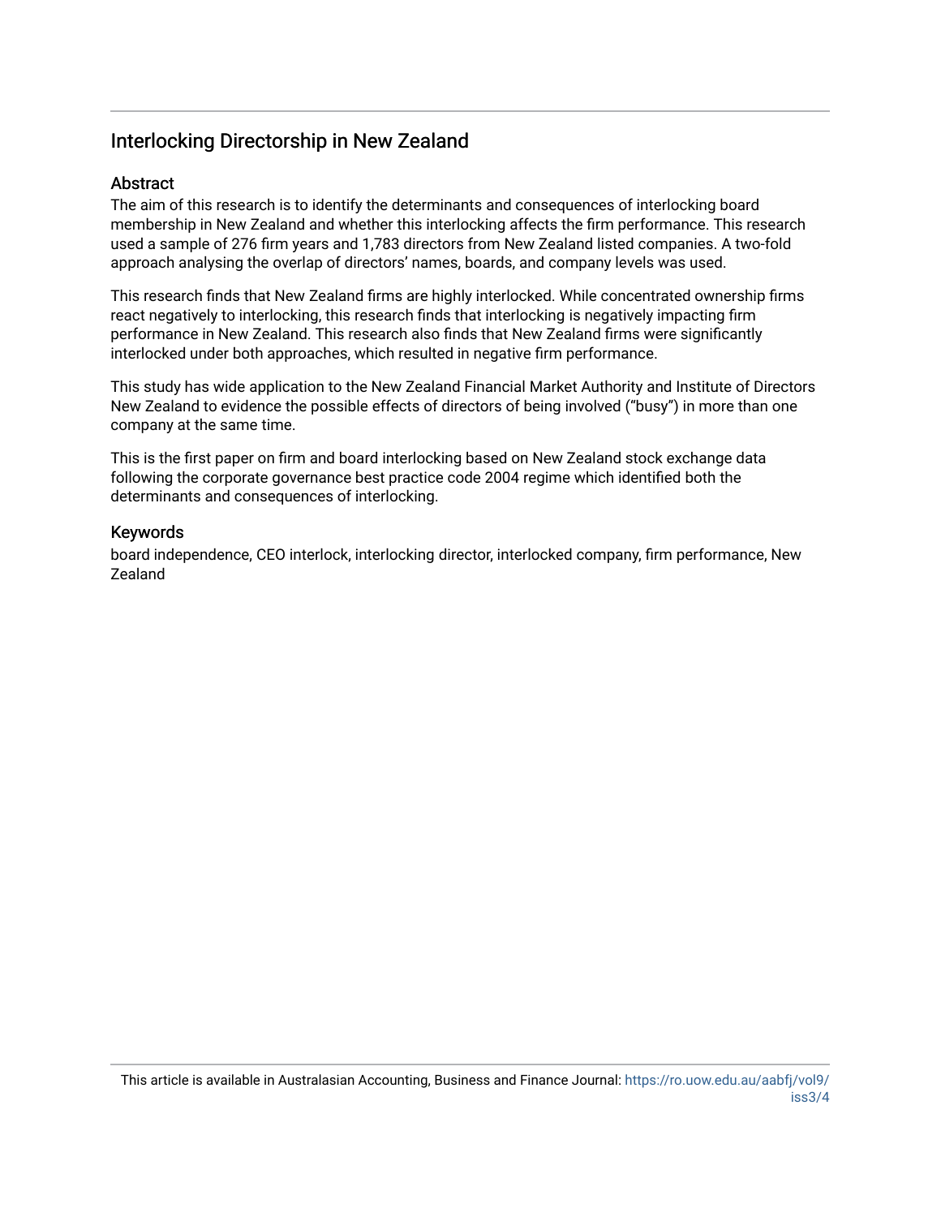# Interlocking Directorship in New Zealand

## Abstract

The aim of this research is to identify the determinants and consequences of interlocking board membership in New Zealand and whether this interlocking affects the firm performance. This research used a sample of 276 firm years and 1,783 directors from New Zealand listed companies. A two-fold approach analysing the overlap of directors' names, boards, and company levels was used.

This research finds that New Zealand firms are highly interlocked. While concentrated ownership firms react negatively to interlocking, this research finds that interlocking is negatively impacting firm performance in New Zealand. This research also finds that New Zealand firms were significantly interlocked under both approaches, which resulted in negative firm performance.

This study has wide application to the New Zealand Financial Market Authority and Institute of Directors New Zealand to evidence the possible effects of directors of being involved ("busy") in more than one company at the same time.

This is the first paper on firm and board interlocking based on New Zealand stock exchange data following the corporate governance best practice code 2004 regime which identified both the determinants and consequences of interlocking.

## Keywords

board independence, CEO interlock, interlocking director, interlocked company, firm performance, New Zealand

This article is available in Australasian Accounting, Business and Finance Journal: https://ro.uow.edu.au/aabfj/vol9/iss3/4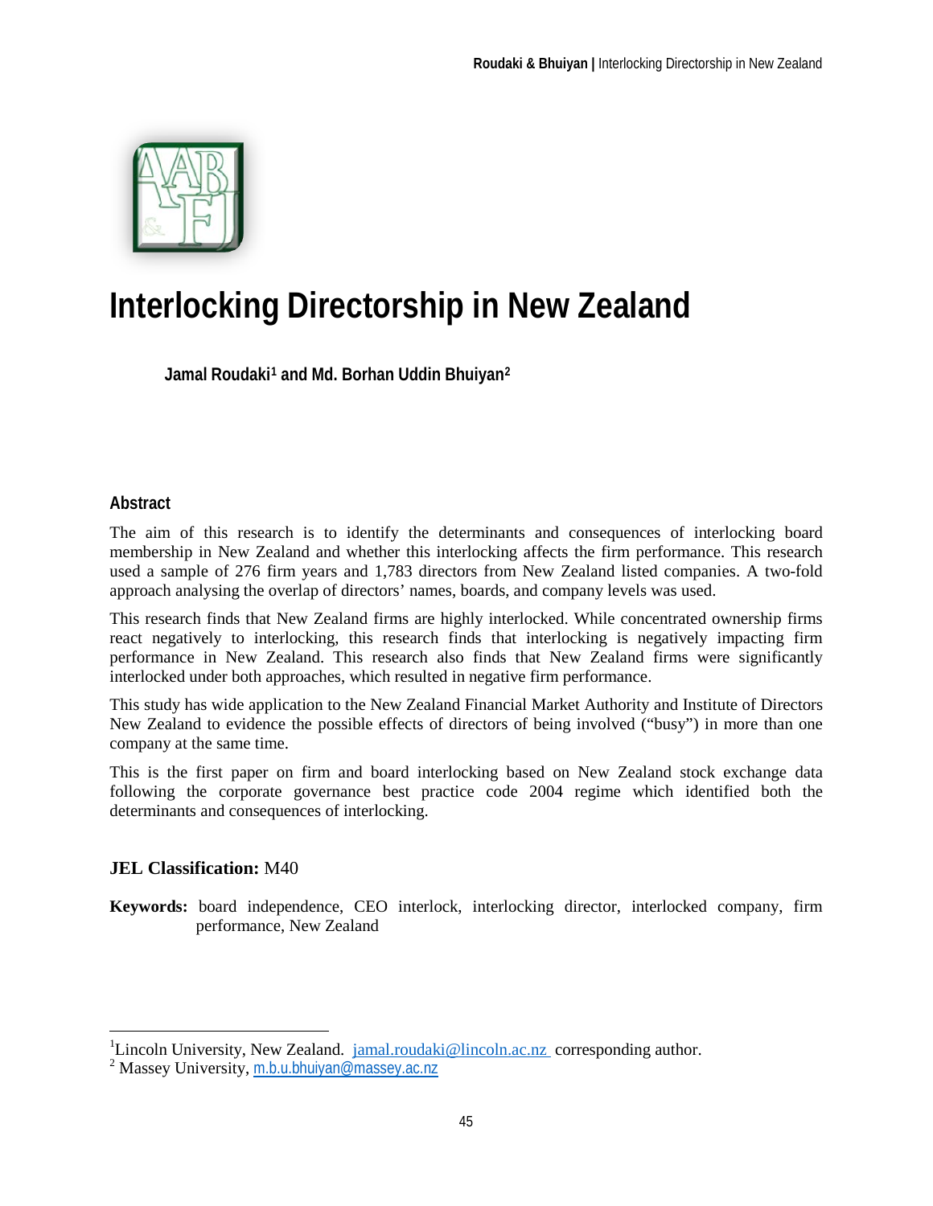# Interlocking Directorship in New Zealand

**Jamal Roudaki[1] and Md. Borhan Uddin Bhuiyan[2]**

## Abstract

The aim of this research is to identify the determinants and consequences of interlocking board membership in New Zealand and whether this interlocking affects the firm performance. This research used a sample of 276 firm years and 1,783 directors from New Zealand listed companies. A two-fold approach analysing the overlap of directors' names, boards, and company levels was used.

This research finds that New Zealand firms are highly interlocked. While concentrated ownership firms react negatively to interlocking, this research finds that interlocking is negatively impacting firm performance in New Zealand. This research also finds that New Zealand firms were significantly interlocked under both approaches, which resulted in negative firm performance.

This study has wide application to the New Zealand Financial Market Authority and Institute of Directors New Zealand to evidence the possible effects of directors of being involved ("busy") in more than one company at the same time.

This is the first paper on firm and board interlocking based on New Zealand stock exchange data following the corporate governance best practice code 2004 regime which identified both the determinants and consequences of interlocking.

**JEL Classification:** M40

**Keywords:** board independence, CEO interlock, interlocking director, interlocked company, firm performance, New Zealand

---

[1] Lincoln University, New Zealand. jamal.roudaki@lincoln.ac.nz corresponding author.

[2] Massey University, m.b.u.bhuiyan@massey.ac.nz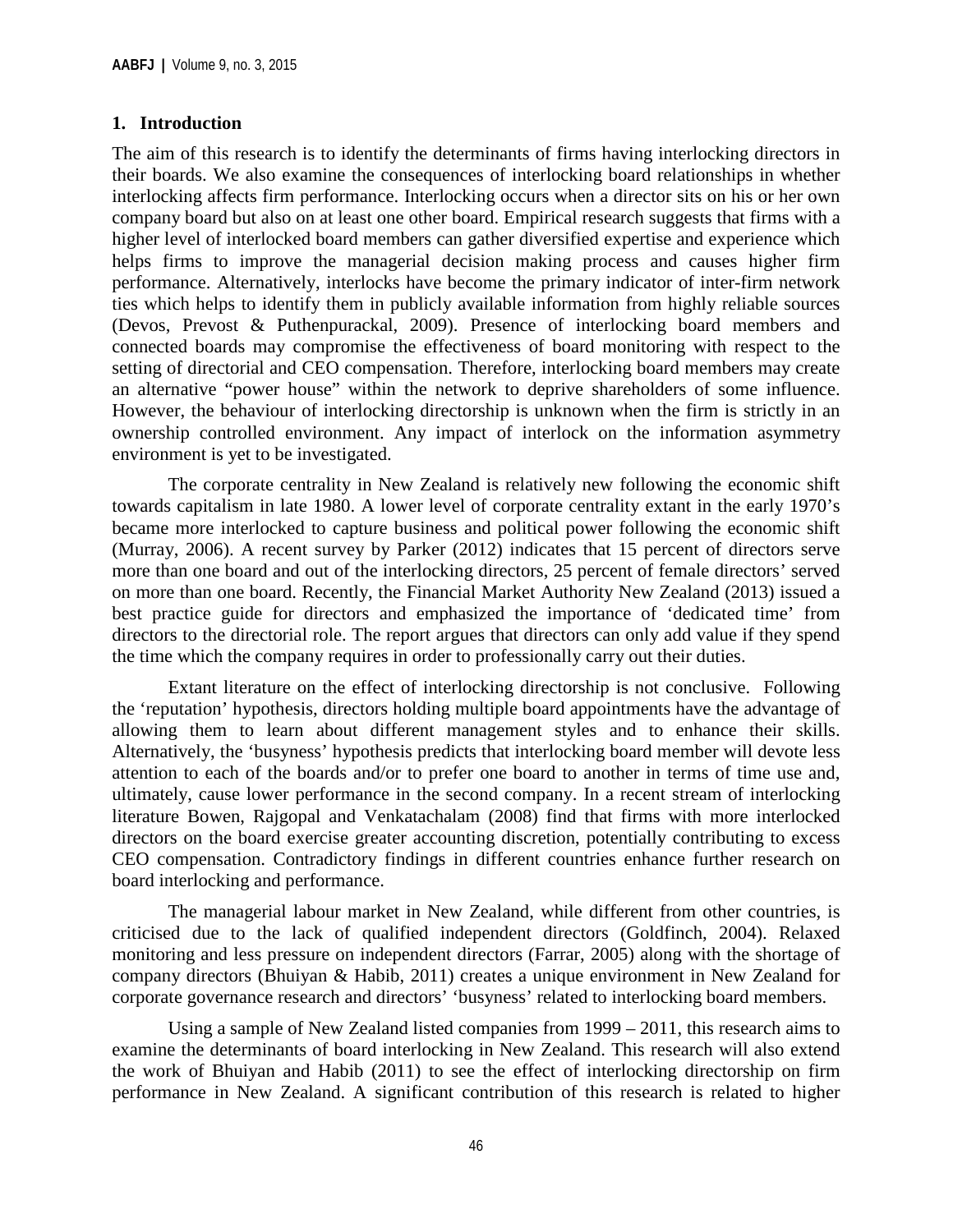## 1. Introduction

The aim of this research is to identify the determinants of firms having interlocking directors in their boards. We also examine the consequences of interlocking board relationships in whether interlocking affects firm performance. Interlocking occurs when a director sits on his or her own company board but also on at least one other board. Empirical research suggests that firms with a higher level of interlocked board members can gather diversified expertise and experience which helps firms to improve the managerial decision making process and causes higher firm performance. Alternatively, interlocks have become the primary indicator of inter-firm network ties which helps to identify them in publicly available information from highly reliable sources (Devos, Prevost & Puthenpurackal, 2009). Presence of interlocking board members and connected boards may compromise the effectiveness of board monitoring with respect to the setting of directorial and CEO compensation. Therefore, interlocking board members may create an alternative "power house" within the network to deprive shareholders of some influence. However, the behaviour of interlocking directorship is unknown when the firm is strictly in an ownership controlled environment. Any impact of interlock on the information asymmetry environment is yet to be investigated.

The corporate centrality in New Zealand is relatively new following the economic shift towards capitalism in late 1980. A lower level of corporate centrality extant in the early 1970's became more interlocked to capture business and political power following the economic shift (Murray, 2006). A recent survey by Parker (2012) indicates that 15 percent of directors serve more than one board and out of the interlocking directors, 25 percent of female directors' served on more than one board. Recently, the Financial Market Authority New Zealand (2013) issued a best practice guide for directors and emphasized the importance of 'dedicated time' from directors to the directorial role. The report argues that directors can only add value if they spend the time which the company requires in order to professionally carry out their duties.

Extant literature on the effect of interlocking directorship is not conclusive. Following the 'reputation' hypothesis, directors holding multiple board appointments have the advantage of allowing them to learn about different management styles and to enhance their skills. Alternatively, the 'busyness' hypothesis predicts that interlocking board member will devote less attention to each of the boards and/or to prefer one board to another in terms of time use and, ultimately, cause lower performance in the second company. In a recent stream of interlocking literature Bowen, Rajgopal and Venkatachalam (2008) find that firms with more interlocked directors on the board exercise greater accounting discretion, potentially contributing to excess CEO compensation. Contradictory findings in different countries enhance further research on board interlocking and performance.

The managerial labour market in New Zealand, while different from other countries, is criticised due to the lack of qualified independent directors (Goldfinch, 2004). Relaxed monitoring and less pressure on independent directors (Farrar, 2005) along with the shortage of company directors (Bhuiyan & Habib, 2011) creates a unique environment in New Zealand for corporate governance research and directors' 'busyness' related to interlocking board members.

Using a sample of New Zealand listed companies from 1999 – 2011, this research aims to examine the determinants of board interlocking in New Zealand. This research will also extend the work of Bhuiyan and Habib (2011) to see the effect of interlocking directorship on firm performance in New Zealand. A significant contribution of this research is related to higher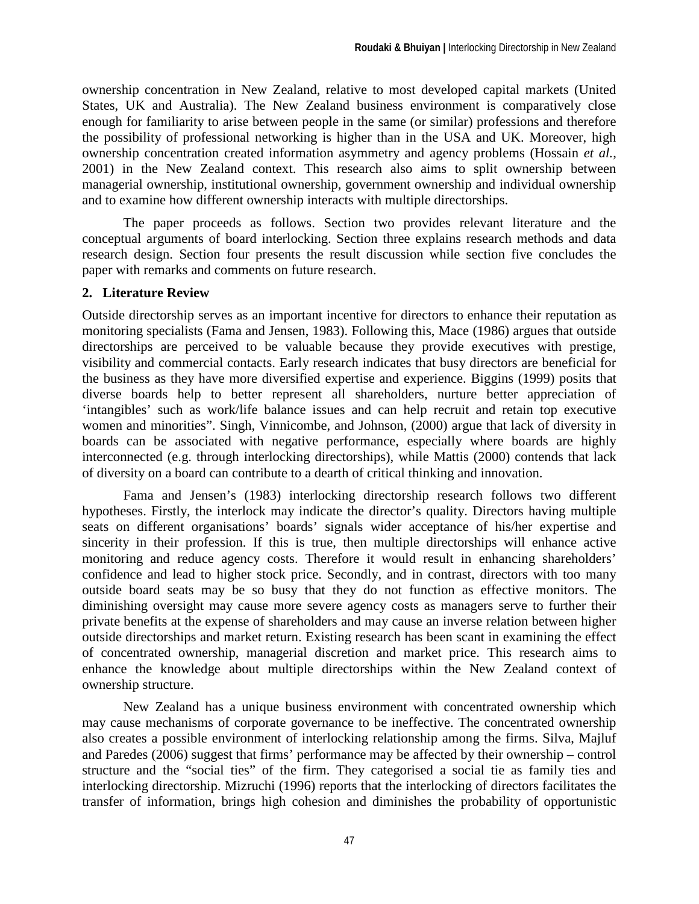ownership concentration in New Zealand, relative to most developed capital markets (United States, UK and Australia). The New Zealand business environment is comparatively close enough for familiarity to arise between people in the same (or similar) professions and therefore the possibility of professional networking is higher than in the USA and UK. Moreover, high ownership concentration created information asymmetry and agency problems (Hossain *et al.*, 2001) in the New Zealand context. This research also aims to split ownership between managerial ownership, institutional ownership, government ownership and individual ownership and to examine how different ownership interacts with multiple directorships.

The paper proceeds as follows. Section two provides relevant literature and the conceptual arguments of board interlocking. Section three explains research methods and data research design. Section four presents the result discussion while section five concludes the paper with remarks and comments on future research.

## 2. Literature Review

Outside directorship serves as an important incentive for directors to enhance their reputation as monitoring specialists (Fama and Jensen, 1983). Following this, Mace (1986) argues that outside directorships are perceived to be valuable because they provide executives with prestige, visibility and commercial contacts. Early research indicates that busy directors are beneficial for the business as they have more diversified expertise and experience. Biggins (1999) posits that diverse boards help to better represent all shareholders, nurture better appreciation of 'intangibles' such as work/life balance issues and can help recruit and retain top executive women and minorities". Singh, Vinnicombe, and Johnson, (2000) argue that lack of diversity in boards can be associated with negative performance, especially where boards are highly interconnected (e.g. through interlocking directorships), while Mattis (2000) contends that lack of diversity on a board can contribute to a dearth of critical thinking and innovation.

Fama and Jensen's (1983) interlocking directorship research follows two different hypotheses. Firstly, the interlock may indicate the director's quality. Directors having multiple seats on different organisations' boards' signals wider acceptance of his/her expertise and sincerity in their profession. If this is true, then multiple directorships will enhance active monitoring and reduce agency costs. Therefore it would result in enhancing shareholders' confidence and lead to higher stock price. Secondly, and in contrast, directors with too many outside board seats may be so busy that they do not function as effective monitors. The diminishing oversight may cause more severe agency costs as managers serve to further their private benefits at the expense of shareholders and may cause an inverse relation between higher outside directorships and market return. Existing research has been scant in examining the effect of concentrated ownership, managerial discretion and market price. This research aims to enhance the knowledge about multiple directorships within the New Zealand context of ownership structure.

New Zealand has a unique business environment with concentrated ownership which may cause mechanisms of corporate governance to be ineffective. The concentrated ownership also creates a possible environment of interlocking relationship among the firms. Silva, Majluf and Paredes (2006) suggest that firms' performance may be affected by their ownership – control structure and the "social ties" of the firm. They categorised a social tie as family ties and interlocking directorship. Mizruchi (1996) reports that the interlocking of directors facilitates the transfer of information, brings high cohesion and diminishes the probability of opportunistic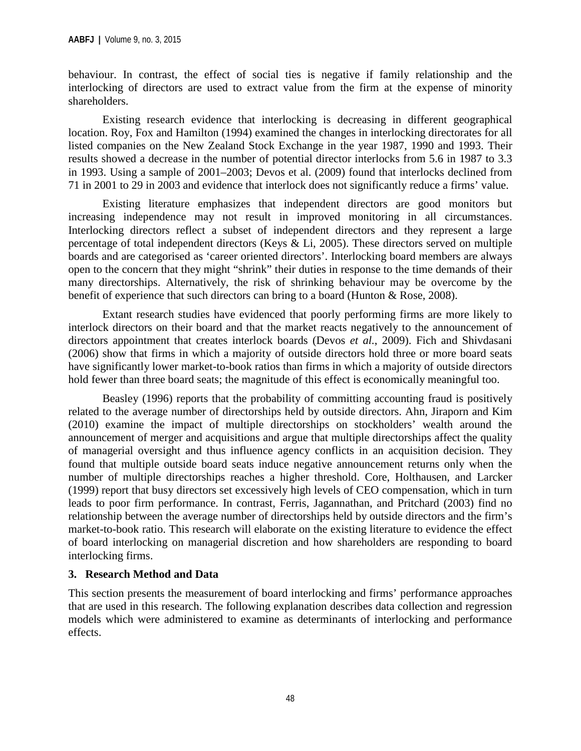behaviour. In contrast, the effect of social ties is negative if family relationship and the interlocking of directors are used to extract value from the firm at the expense of minority shareholders.

Existing research evidence that interlocking is decreasing in different geographical location. Roy, Fox and Hamilton (1994) examined the changes in interlocking directorates for all listed companies on the New Zealand Stock Exchange in the year 1987, 1990 and 1993. Their results showed a decrease in the number of potential director interlocks from 5.6 in 1987 to 3.3 in 1993. Using a sample of 2001–2003; Devos et al. (2009) found that interlocks declined from 71 in 2001 to 29 in 2003 and evidence that interlock does not significantly reduce a firms' value.

Existing literature emphasizes that independent directors are good monitors but increasing independence may not result in improved monitoring in all circumstances. Interlocking directors reflect a subset of independent directors and they represent a large percentage of total independent directors (Keys & Li, 2005). These directors served on multiple boards and are categorised as 'career oriented directors'. Interlocking board members are always open to the concern that they might "shrink" their duties in response to the time demands of their many directorships. Alternatively, the risk of shrinking behaviour may be overcome by the benefit of experience that such directors can bring to a board (Hunton & Rose, 2008).

Extant research studies have evidenced that poorly performing firms are more likely to interlock directors on their board and that the market reacts negatively to the announcement of directors appointment that creates interlock boards (Devos *et al.*, 2009). Fich and Shivdasani (2006) show that firms in which a majority of outside directors hold three or more board seats have significantly lower market-to-book ratios than firms in which a majority of outside directors hold fewer than three board seats; the magnitude of this effect is economically meaningful too.

Beasley (1996) reports that the probability of committing accounting fraud is positively related to the average number of directorships held by outside directors. Ahn, Jiraporn and Kim (2010) examine the impact of multiple directorships on stockholders' wealth around the announcement of merger and acquisitions and argue that multiple directorships affect the quality of managerial oversight and thus influence agency conflicts in an acquisition decision. They found that multiple outside board seats induce negative announcement returns only when the number of multiple directorships reaches a higher threshold. Core, Holthausen, and Larcker (1999) report that busy directors set excessively high levels of CEO compensation, which in turn leads to poor firm performance. In contrast, Ferris, Jagannathan, and Pritchard (2003) find no relationship between the average number of directorships held by outside directors and the firm's market-to-book ratio. This research will elaborate on the existing literature to evidence the effect of board interlocking on managerial discretion and how shareholders are responding to board interlocking firms.

## 3. Research Method and Data

This section presents the measurement of board interlocking and firms' performance approaches that are used in this research. The following explanation describes data collection and regression models which were administered to examine as determinants of interlocking and performance effects.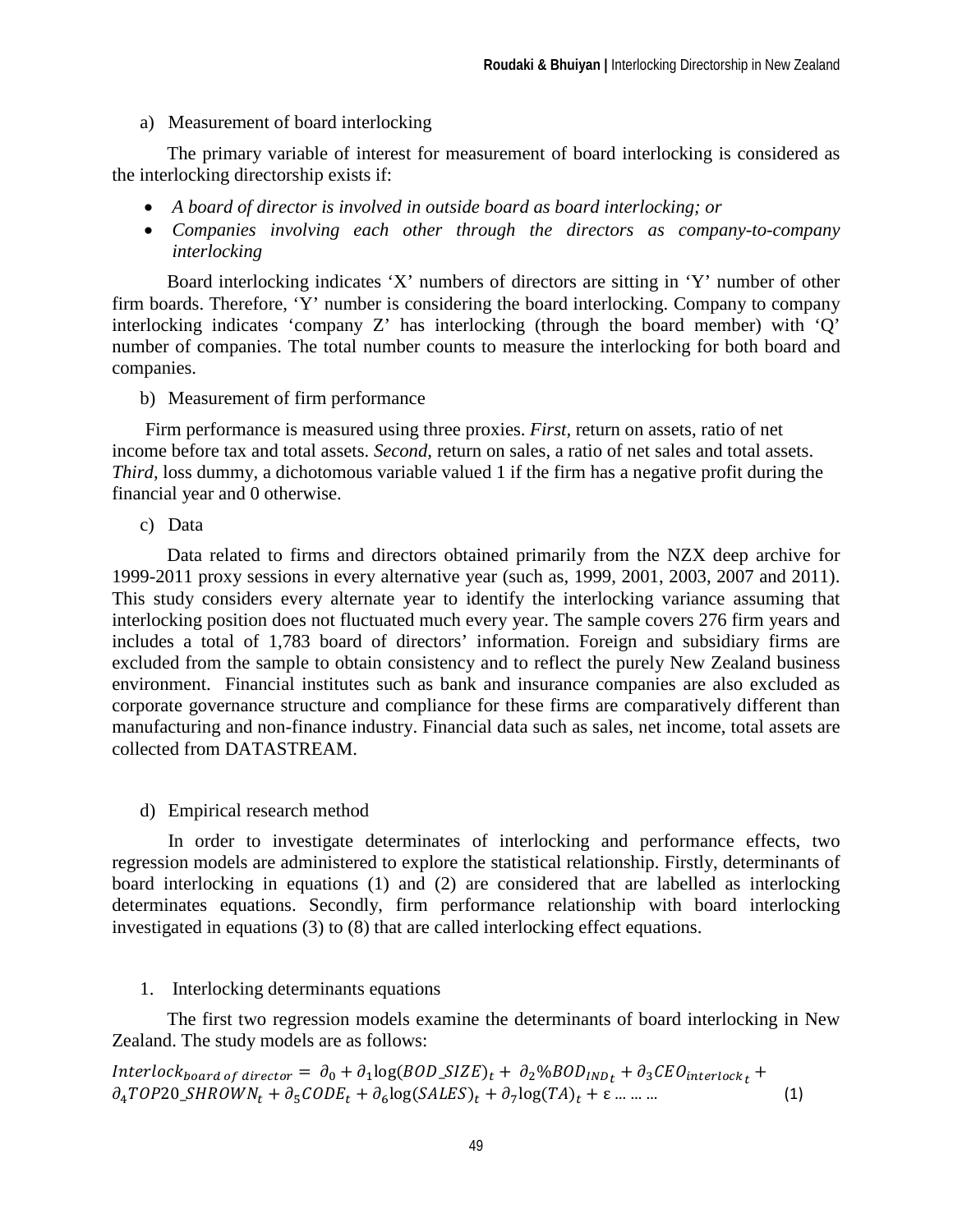a) Measurement of board interlocking

The primary variable of interest for measurement of board interlocking is considered as the interlocking directorship exists if:

- *A board of director is involved in outside board as board interlocking; or*
- *Companies involving each other through the directors as company-to-company interlocking*

Board interlocking indicates 'X' numbers of directors are sitting in 'Y' number of other firm boards. Therefore, 'Y' number is considering the board interlocking. Company to company interlocking indicates 'company Z' has interlocking (through the board member) with 'Q' number of companies. The total number counts to measure the interlocking for both board and companies.

b) Measurement of firm performance

Firm performance is measured using three proxies. *First*, return on assets, ratio of net income before tax and total assets. *Second*, return on sales, a ratio of net sales and total assets. *Third*, loss dummy, a dichotomous variable valued 1 if the firm has a negative profit during the financial year and 0 otherwise.

c) Data

Data related to firms and directors obtained primarily from the NZX deep archive for 1999-2011 proxy sessions in every alternative year (such as, 1999, 2001, 2003, 2007 and 2011). This study considers every alternate year to identify the interlocking variance assuming that interlocking position does not fluctuated much every year. The sample covers 276 firm years and includes a total of 1,783 board of directors' information. Foreign and subsidiary firms are excluded from the sample to obtain consistency and to reflect the purely New Zealand business environment. Financial institutes such as bank and insurance companies are also excluded as corporate governance structure and compliance for these firms are comparatively different than manufacturing and non-finance industry. Financial data such as sales, net income, total assets are collected from DATASTREAM.

d) Empirical research method

In order to investigate determinates of interlocking and performance effects, two regression models are administered to explore the statistical relationship. Firstly, determinants of board interlocking in equations (1) and (2) are considered that are labelled as interlocking determinates equations. Secondly, firm performance relationship with board interlocking investigated in equations (3) to (8) that are called interlocking effect equations.

1. Interlocking determinants equations

The first two regression models examine the determinants of board interlocking in New Zealand. The study models are as follows:

$$Interlock_{board\ of\ director} = \partial_0 + \partial_1 \log(BOD\_SIZE)_t + \partial_2 \%BOD_{IND_t} + \partial_3 CEO_{interlock_t} + \partial_4 TOP20\_SHROWN_t + \partial_5 CODE_t + \partial_6 \log(SALES)_t + \partial_7 \log(TA)_t + \varepsilon \ldots \ldots \ldots \quad (1)$$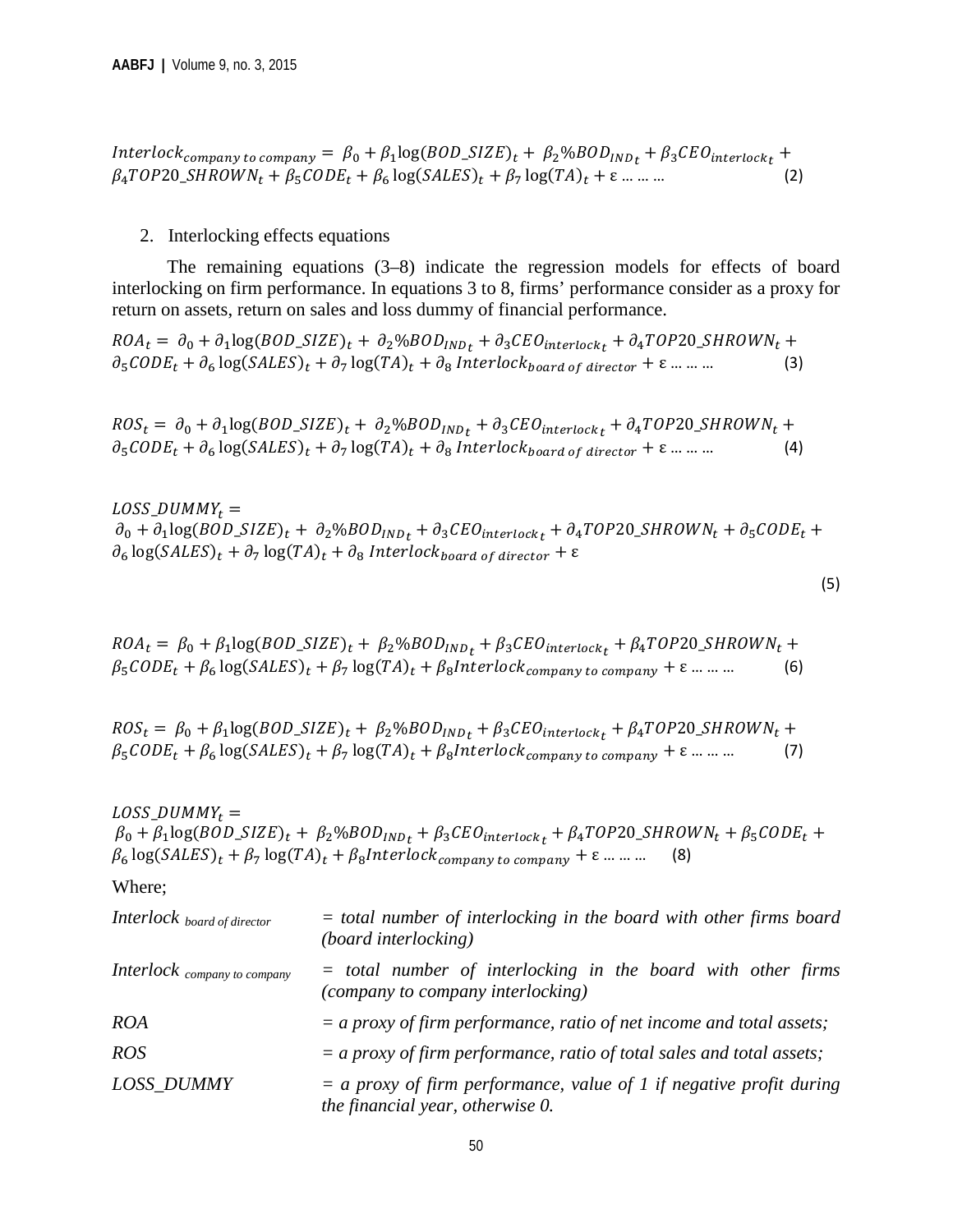$$Interlock_{company\ to\ company} = \beta_0 + \beta_1 \log(BOD\_SIZE)_t + \beta_2 \%BOD_{IND_t} + \beta_3 CEO_{interlock_t} + \beta_4 TOP20\_SHROWN_t + \beta_5 CODE_t + \beta_6 \log(SALES)_t + \beta_7 \log(TA)_t + \varepsilon \ldots\ldots\ldots \quad (2)$$

2. Interlocking effects equations

The remaining equations (3–8) indicate the regression models for effects of board interlocking on firm performance. In equations 3 to 8, firms' performance consider as a proxy for return on assets, return on sales and loss dummy of financial performance.

$$ROA_t = \partial_0 + \partial_1 \log(BOD\_SIZE)_t + \partial_2 \%BOD_{IND_t} + \partial_3 CEO_{interlock_t} + \partial_4 TOP20\_SHROWN_t + \partial_5 CODE_t + \partial_6 \log(SALES)_t + \partial_7 \log(TA)_t + \partial_8\ Interlock_{board\ of\ director} + \varepsilon \ldots\ldots\ldots \quad (3)$$

$$ROS_t = \partial_0 + \partial_1 \log(BOD\_SIZE)_t + \partial_2 \%BOD_{IND_t} + \partial_3 CEO_{interlock_t} + \partial_4 TOP20\_SHROWN_t + \partial_5 CODE_t + \partial_6 \log(SALES)_t + \partial_7 \log(TA)_t + \partial_8\ Interlock_{board\ of\ director} + \varepsilon \ldots\ldots\ldots \quad (4)$$

$$LOSS\_DUMMY_t = \partial_0 + \partial_1 \log(BOD\_SIZE)_t + \partial_2 \%BOD_{IND_t} + \partial_3 CEO_{interlock_t} + \partial_4 TOP20\_SHROWN_t + \partial_5 CODE_t + \partial_6 \log(SALES)_t + \partial_7 \log(TA)_t + \partial_8\ Interlock_{board\ of\ director} + \varepsilon \quad (5)$$

$$ROA_t = \beta_0 + \beta_1 \log(BOD\_SIZE)_t + \beta_2 \%BOD_{IND_t} + \beta_3 CEO_{interlock_t} + \beta_4 TOP20\_SHROWN_t + \beta_5 CODE_t + \beta_6 \log(SALES)_t + \beta_7 \log(TA)_t + \beta_8 Interlock_{company\ to\ company} + \varepsilon \ldots\ldots\ldots \quad (6)$$

$$ROS_t = \beta_0 + \beta_1 \log(BOD\_SIZE)_t + \beta_2 \%BOD_{IND_t} + \beta_3 CEO_{interlock_t} + \beta_4 TOP20\_SHROWN_t + \beta_5 CODE_t + \beta_6 \log(SALES)_t + \beta_7 \log(TA)_t + \beta_8 Interlock_{company\ to\ company} + \varepsilon \ldots\ldots\ldots \quad (7)$$

$$LOSS\_DUMMY_t = \beta_0 + \beta_1 \log(BOD\_SIZE)_t + \beta_2 \%BOD_{IND_t} + \beta_3 CEO_{interlock_t} + \beta_4 TOP20\_SHROWN_t + \beta_5 CODE_t + \beta_6 \log(SALES)_t + \beta_7 \log(TA)_t + \beta_8 Interlock_{company\ to\ company} + \varepsilon \ldots\ldots\ldots \quad (8)$$

Where;

| | |
|---|---|
| *Interlock* $_{board\ of\ director}$ | *= total number of interlocking in the board with other firms board (board interlocking)* |
| *Interlock* $_{company\ to\ company}$ | *= total number of interlocking in the board with other firms (company to company interlocking)* |
| *ROA* | *= a proxy of firm performance, ratio of net income and total assets;* |
| *ROS* | *= a proxy of firm performance, ratio of total sales and total assets;* |
| *LOSS_DUMMY* | *= a proxy of firm performance, value of 1 if negative profit during the financial year, otherwise 0.* |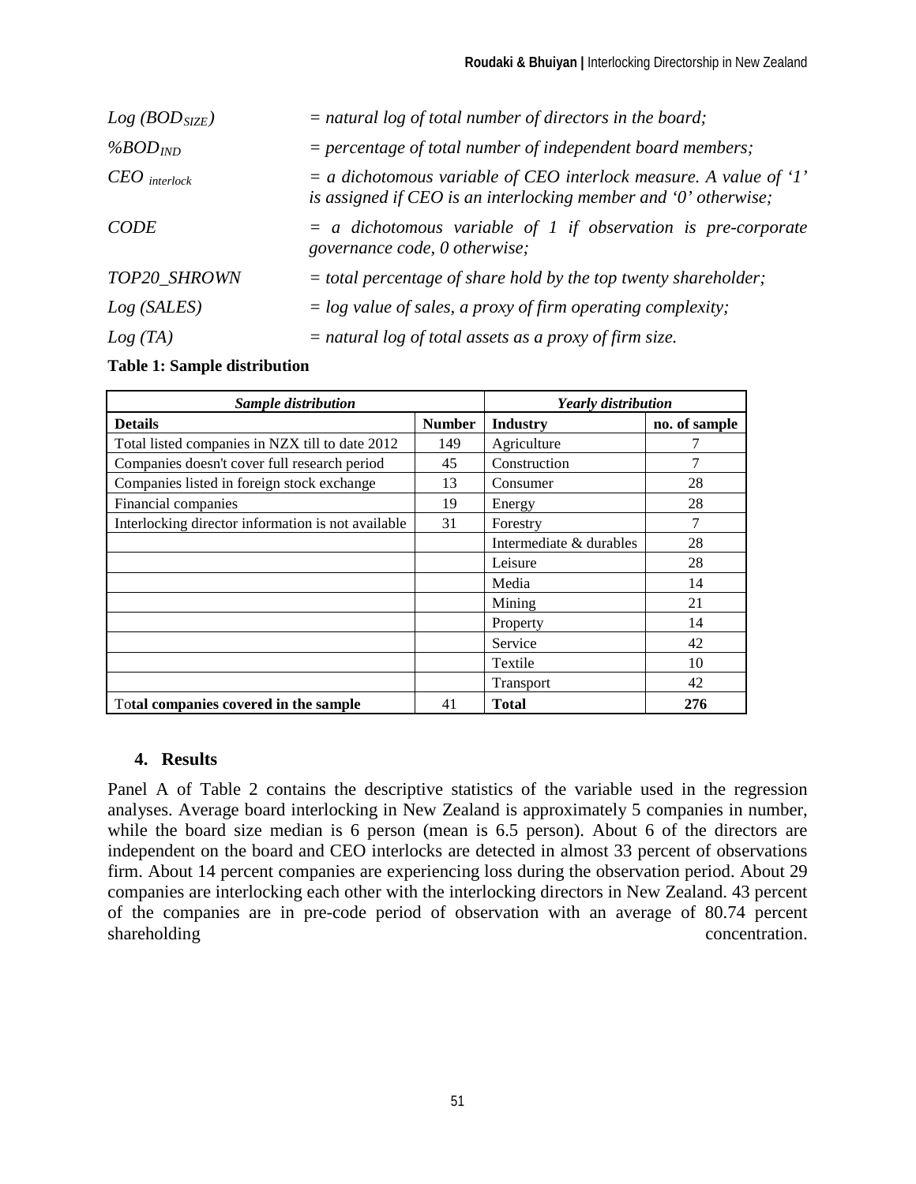$Log\ (BOD_{SIZE})$ = *natural log of total number of directors in the board;*

$\%BOD_{IND}$ = *percentage of total number of independent board members;*

$CEO_{\ interlock}$ = *a dichotomous variable of CEO interlock measure. A value of '1' is assigned if CEO is an interlocking member and '0' otherwise;*

*CODE* = *a dichotomous variable of 1 if observation is pre-corporate governance code, 0 otherwise;*

*TOP20_SHROWN* = *total percentage of share hold by the top twenty shareholder;*

*Log (SALES)* = *log value of sales, a proxy of firm operating complexity;*

*Log (TA)* = *natural log of total assets as a proxy of firm size.*

**Table 1: Sample distribution**

| ***Sample distribution*** | | ***Yearly distribution*** | |
|---|---|---|---|
| **Details** | **Number** | **Industry** | **no. of sample** |
| Total listed companies in NZX till to date 2012 | 149 | Agriculture | 7 |
| Companies doesn't cover full research period | 45 | Construction | 7 |
| Companies listed in foreign stock exchange | 13 | Consumer | 28 |
| Financial companies | 19 | Energy | 28 |
| Interlocking director information is not available | 31 | Forestry | 7 |
| | | Intermediate & durables | 28 |
| | | Leisure | 28 |
| | | Media | 14 |
| | | Mining | 21 |
| | | Property | 14 |
| | | Service | 42 |
| | | Textile | 10 |
| | | Transport | 42 |
| **Total companies covered in the sample** | 41 | **Total** | **276** |

## 4. Results

Panel A of Table 2 contains the descriptive statistics of the variable used in the regression analyses. Average board interlocking in New Zealand is approximately 5 companies in number, while the board size median is 6 person (mean is 6.5 person). About 6 of the directors are independent on the board and CEO interlocks are detected in almost 33 percent of observations firm. About 14 percent companies are experiencing loss during the observation period. About 29 companies are interlocking each other with the interlocking directors in New Zealand. 43 percent of the companies are in pre-code period of observation with an average of 80.74 percent shareholding concentration.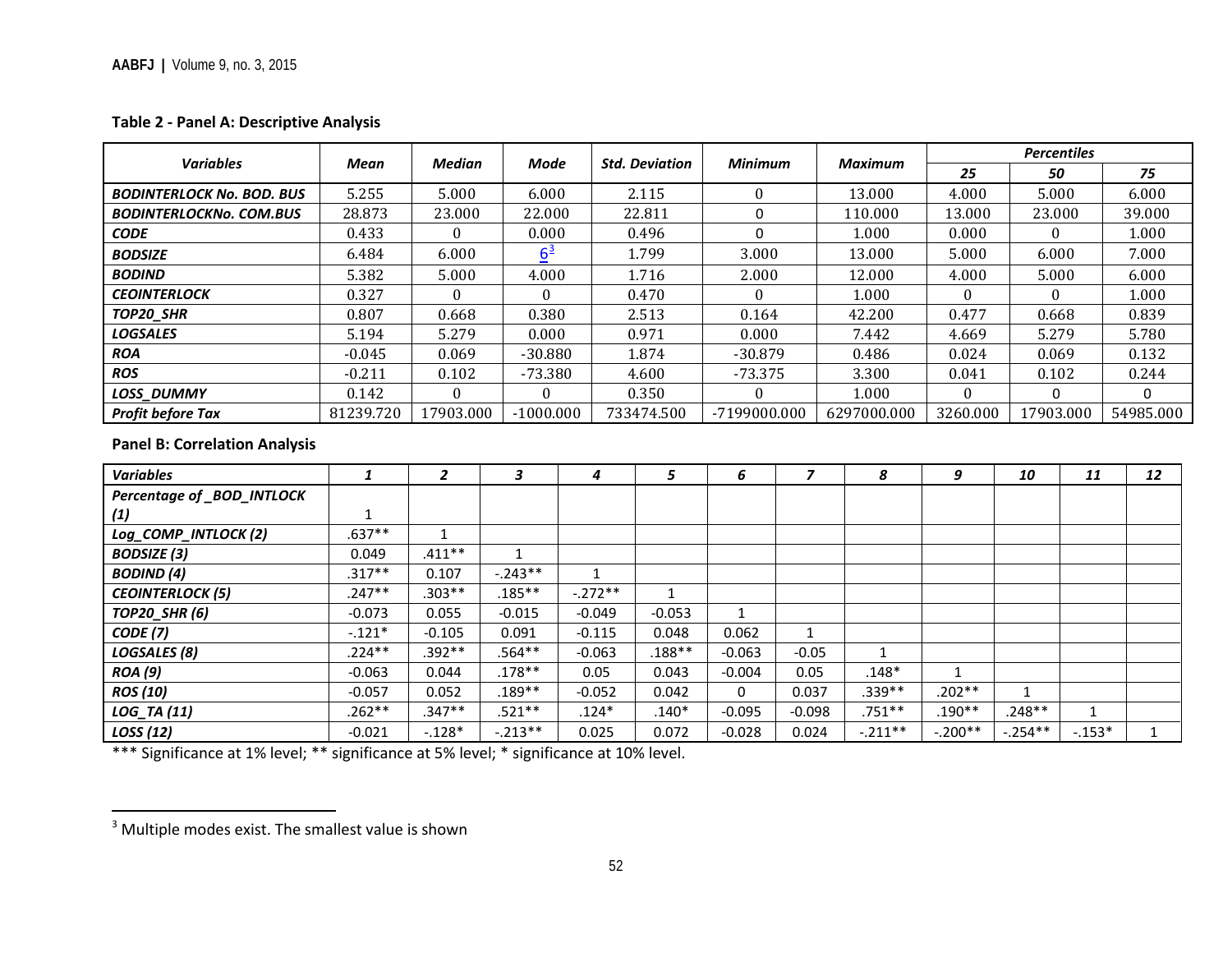**Table 2 - Panel A: Descriptive Analysis**

| *Variables* | *Mean* | *Median* | *Mode* | *Std. Deviation* | *Minimum* | *Maximum* | *Percentiles* | | |
|---|---|---|---|---|---|---|---|---|---|
| | | | | | | | *25* | *50* | *75* |
| ***BODINTERLOCK No. BOD. BUS*** | 5.255 | 5.000 | 6.000 | 2.115 | 0 | 13.000 | 4.000 | 5.000 | 6.000 |
| ***BODINTERLOCKNo. COM.BUS*** | 28.873 | 23.000 | 22.000 | 22.811 | 0 | 110.000 | 13.000 | 23.000 | 39.000 |
| ***CODE*** | 0.433 | 0 | 0.000 | 0.496 | 0 | 1.000 | 0.000 | 0 | 1.000 |
| ***BODSIZE*** | 6.484 | 6.000 | 6[3] | 1.799 | 3.000 | 13.000 | 5.000 | 6.000 | 7.000 |
| ***BODIND*** | 5.382 | 5.000 | 4.000 | 1.716 | 2.000 | 12.000 | 4.000 | 5.000 | 6.000 |
| ***CEOINTERLOCK*** | 0.327 | 0 | 0 | 0.470 | 0 | 1.000 | 0 | 0 | 1.000 |
| ***TOP20_SHR*** | 0.807 | 0.668 | 0.380 | 2.513 | 0.164 | 42.200 | 0.477 | 0.668 | 0.839 |
| ***LOGSALES*** | 5.194 | 5.279 | 0.000 | 0.971 | 0.000 | 7.442 | 4.669 | 5.279 | 5.780 |
| ***ROA*** | -0.045 | 0.069 | -30.880 | 1.874 | -30.879 | 0.486 | 0.024 | 0.069 | 0.132 |
| ***ROS*** | -0.211 | 0.102 | -73.380 | 4.600 | -73.375 | 3.300 | 0.041 | 0.102 | 0.244 |
| ***LOSS_DUMMY*** | 0.142 | 0 | 0 | 0.350 | 0 | 1.000 | 0 | 0 | 0 |
| ***Profit before Tax*** | 81239.720 | 17903.000 | -1000.000 | 733474.500 | -7199000.000 | 6297000.000 | 3260.000 | 17903.000 | 54985.000 |

**Panel B: Correlation Analysis**

| *Variables* | *1* | *2* | *3* | *4* | *5* | *6* | *7* | *8* | *9* | *10* | *11* | *12* |
|---|---|---|---|---|---|---|---|---|---|---|---|---|
| ***Percentage of _BOD_INTLOCK (1)*** | 1 | | | | | | | | | | | |
| ***Log_COMP_INTLOCK (2)*** | .637** | 1 | | | | | | | | | | |
| ***BODSIZE (3)*** | 0.049 | .411** | 1 | | | | | | | | | |
| ***BODIND (4)*** | .317** | 0.107 | -.243** | 1 | | | | | | | | |
| ***CEOINTERLOCK (5)*** | .247** | .303** | .185** | -.272** | 1 | | | | | | | |
| ***TOP20_SHR (6)*** | -0.073 | 0.055 | -0.015 | -0.049 | -0.053 | 1 | | | | | | |
| ***CODE (7)*** | -.121* | -0.105 | 0.091 | -0.115 | 0.048 | 0.062 | 1 | | | | | |
| ***LOGSALES (8)*** | .224** | .392** | .564** | -0.063 | .188** | -0.063 | -0.05 | 1 | | | | |
| ***ROA (9)*** | -0.063 | 0.044 | .178** | 0.05 | 0.043 | -0.004 | 0.05 | .148* | 1 | | | |
| ***ROS (10)*** | -0.057 | 0.052 | .189** | -0.052 | 0.042 | 0 | 0.037 | .339** | .202** | 1 | | |
| ***LOG_TA (11)*** | .262** | .347** | .521** | .124* | .140* | -0.095 | -0.098 | .751** | .190** | .248** | 1 | |
| ***LOSS (12)*** | -0.021 | -.128* | -.213** | 0.025 | 0.072 | -0.028 | 0.024 | -.211** | -.200** | -.254** | -.153* | 1 |

*** Significance at 1% level; ** significance at 5% level; * significance at 10% level.

[3] Multiple modes exist. The smallest value is shown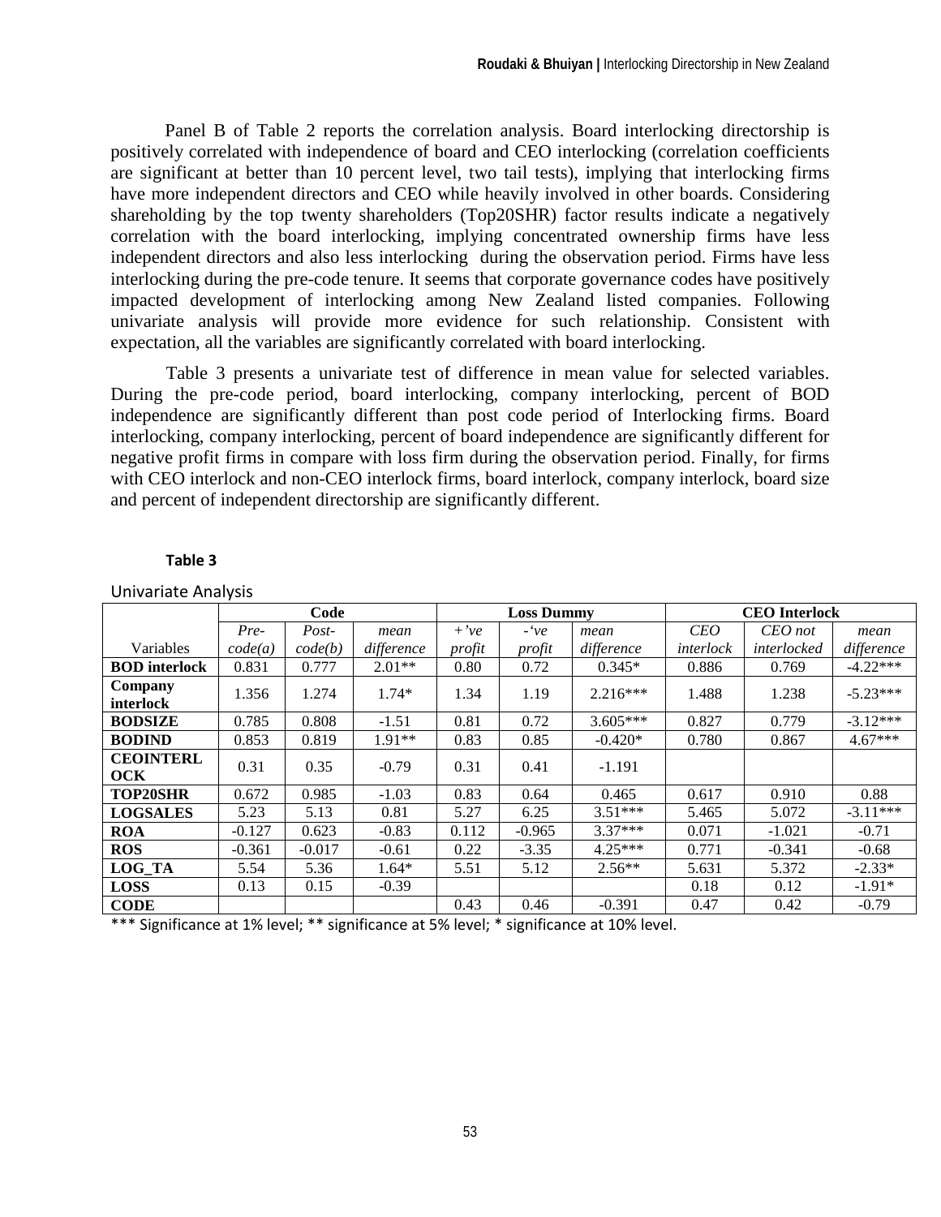Panel B of Table 2 reports the correlation analysis. Board interlocking directorship is positively correlated with independence of board and CEO interlocking (correlation coefficients are significant at better than 10 percent level, two tail tests), implying that interlocking firms have more independent directors and CEO while heavily involved in other boards. Considering shareholding by the top twenty shareholders (Top20SHR) factor results indicate a negatively correlation with the board interlocking, implying concentrated ownership firms have less independent directors and also less interlocking during the observation period. Firms have less interlocking during the pre-code tenure. It seems that corporate governance codes have positively impacted development of interlocking among New Zealand listed companies. Following univariate analysis will provide more evidence for such relationship. Consistent with expectation, all the variables are significantly correlated with board interlocking.

Table 3 presents a univariate test of difference in mean value for selected variables. During the pre-code period, board interlocking, company interlocking, percent of BOD independence are significantly different than post code period of Interlocking firms. Board interlocking, company interlocking, percent of board independence are significantly different for negative profit firms in compare with loss firm during the observation period. Finally, for firms with CEO interlock and non-CEO interlock firms, board interlock, company interlock, board size and percent of independent directorship are significantly different.

**Table 3**

Univariate Analysis

| | Code | | | Loss Dummy | | | CEO Interlock | | |
|---|---|---|---|---|---|---|---|---|---|
| Variables | *Pre-code(a)* | *Post-code(b)* | *mean difference* | *+'ve profit* | *-'ve profit* | *mean difference* | *CEO interlock* | *CEO not interlocked* | *mean difference* |
| **BOD interlock** | 0.831 | 0.777 | 2.01** | 0.80 | 0.72 | 0.345* | 0.886 | 0.769 | -4.22*** |
| **Company interlock** | 1.356 | 1.274 | 1.74* | 1.34 | 1.19 | 2.216*** | 1.488 | 1.238 | -5.23*** |
| **BODSIZE** | 0.785 | 0.808 | -1.51 | 0.81 | 0.72 | 3.605*** | 0.827 | 0.779 | -3.12*** |
| **BODIND** | 0.853 | 0.819 | 1.91** | 0.83 | 0.85 | -0.420* | 0.780 | 0.867 | 4.67*** |
| **CEOINTERLOCK** | 0.31 | 0.35 | -0.79 | 0.31 | 0.41 | -1.191 | | | |
| **TOP20SHR** | 0.672 | 0.985 | -1.03 | 0.83 | 0.64 | 0.465 | 0.617 | 0.910 | 0.88 |
| **LOGSALES** | 5.23 | 5.13 | 0.81 | 5.27 | 6.25 | 3.51*** | 5.465 | 5.072 | -3.11*** |
| **ROA** | -0.127 | 0.623 | -0.83 | 0.112 | -0.965 | 3.37*** | 0.071 | -1.021 | -0.71 |
| **ROS** | -0.361 | -0.017 | -0.61 | 0.22 | -3.35 | 4.25*** | 0.771 | -0.341 | -0.68 |
| **LOG_TA** | 5.54 | 5.36 | 1.64* | 5.51 | 5.12 | 2.56** | 5.631 | 5.372 | -2.33* |
| **LOSS** | 0.13 | 0.15 | -0.39 | | | | 0.18 | 0.12 | -1.91* |
| **CODE** | | | | 0.43 | 0.46 | -0.391 | 0.47 | 0.42 | -0.79 |

*** Significance at 1% level; ** significance at 5% level; * significance at 10% level.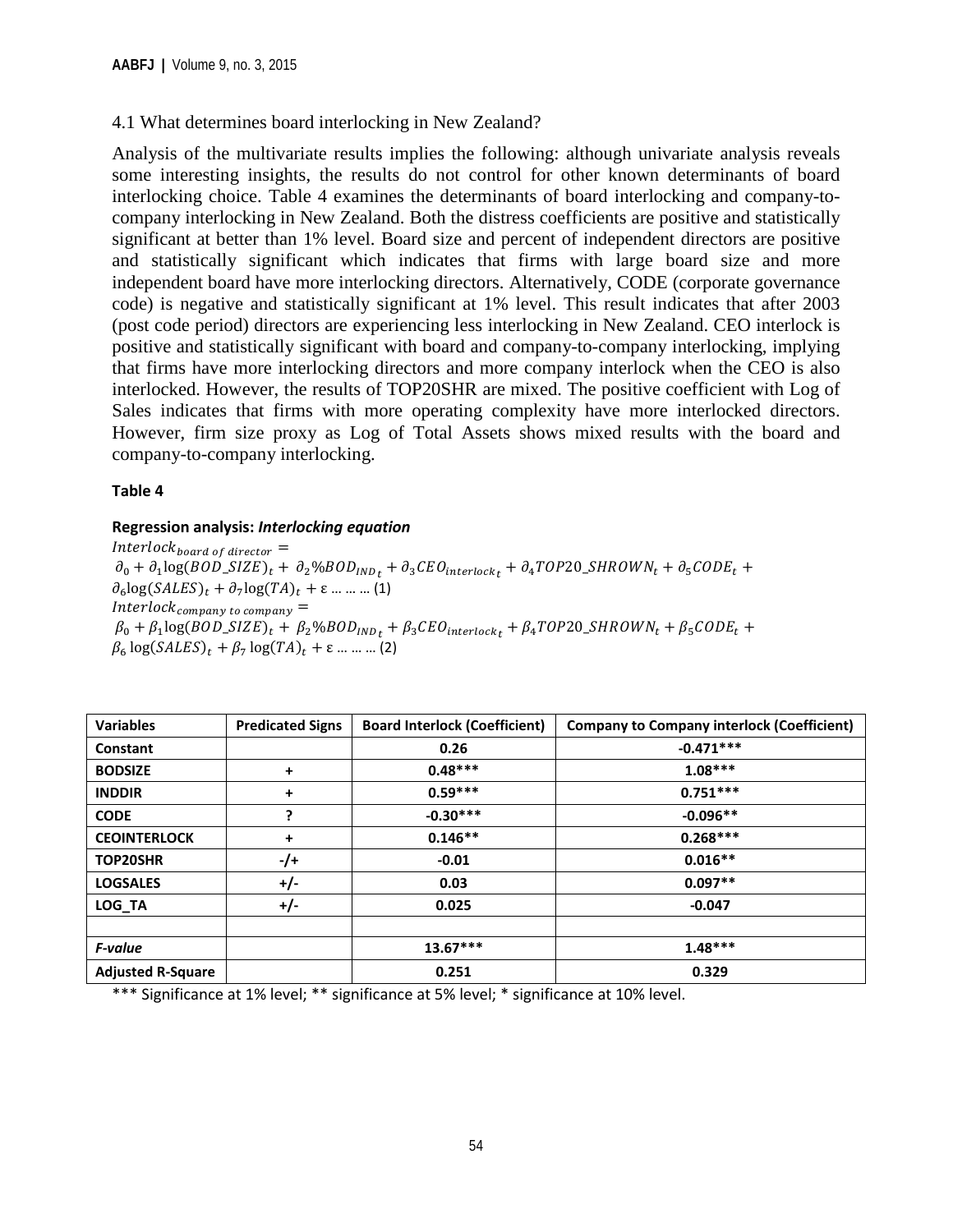### 4.1 What determines board interlocking in New Zealand?

Analysis of the multivariate results implies the following: although univariate analysis reveals some interesting insights, the results do not control for other known determinants of board interlocking choice. Table 4 examines the determinants of board interlocking and company-to-company interlocking in New Zealand. Both the distress coefficients are positive and statistically significant at better than 1% level. Board size and percent of independent directors are positive and statistically significant which indicates that firms with large board size and more independent board have more interlocking directors. Alternatively, CODE (corporate governance code) is negative and statistically significant at 1% level. This result indicates that after 2003 (post code period) directors are experiencing less interlocking in New Zealand. CEO interlock is positive and statistically significant with board and company-to-company interlocking, implying that firms have more interlocking directors and more company interlock when the CEO is also interlocked. However, the results of TOP20SHR are mixed. The positive coefficient with Log of Sales indicates that firms with more operating complexity have more interlocked directors. However, firm size proxy as Log of Total Assets shows mixed results with the board and company-to-company interlocking.

**Table 4**

**Regression analysis: *Interlocking equation***

$$Interlock_{board\ of\ director} = \partial_0 + \partial_1 \log(BOD\_SIZE)_t + \partial_2 \%BOD_{IND_t} + \partial_3 CEO_{interlock_t} + \partial_4 TOP20\_SHROWN_t + \partial_5 CODE_t + \partial_6 \log(SALES)_t + \partial_7 \log(TA)_t + \varepsilon \ldots\ldots\ldots (1)$$

$$Interlock_{company\ to\ company} = \beta_0 + \beta_1 \log(BOD\_SIZE)_t + \beta_2 \%BOD_{IND_t} + \beta_3 CEO_{interlock_t} + \beta_4 TOP20\_SHROWN_t + \beta_5 CODE_t + \beta_6 \log(SALES)_t + \beta_7 \log(TA)_t + \varepsilon \ldots\ldots\ldots (2)$$

| Variables | Predicated Signs | Board Interlock (Coefficient) | Company to Company interlock (Coefficient) |
|---|---|---|---|
| **Constant** | | **0.26** | **-0.471*****|
| **BODSIZE** | **+** | **0.48***** | **1.08***** |
| **INDDIR** | **+** | **0.59***** | **0.751***** |
| **CODE** | **?** | **-0.30***** | **-0.096**** |
| **CEOINTERLOCK** | **+** | **0.146**** | **0.268***** |
| **TOP20SHR** | **-/+** | **-0.01** | **0.016**** |
| **LOGSALES** | **+/-** | **0.03** | **0.097**** |
| **LOG_TA** | **+/-** | **0.025** | **-0.047** |
| | | | |
| ***F-value*** | | **13.67***** | **1.48***** |
| **Adjusted R-Square** | | **0.251** | **0.329** |

*** Significance at 1% level; ** significance at 5% level; * significance at 10% level.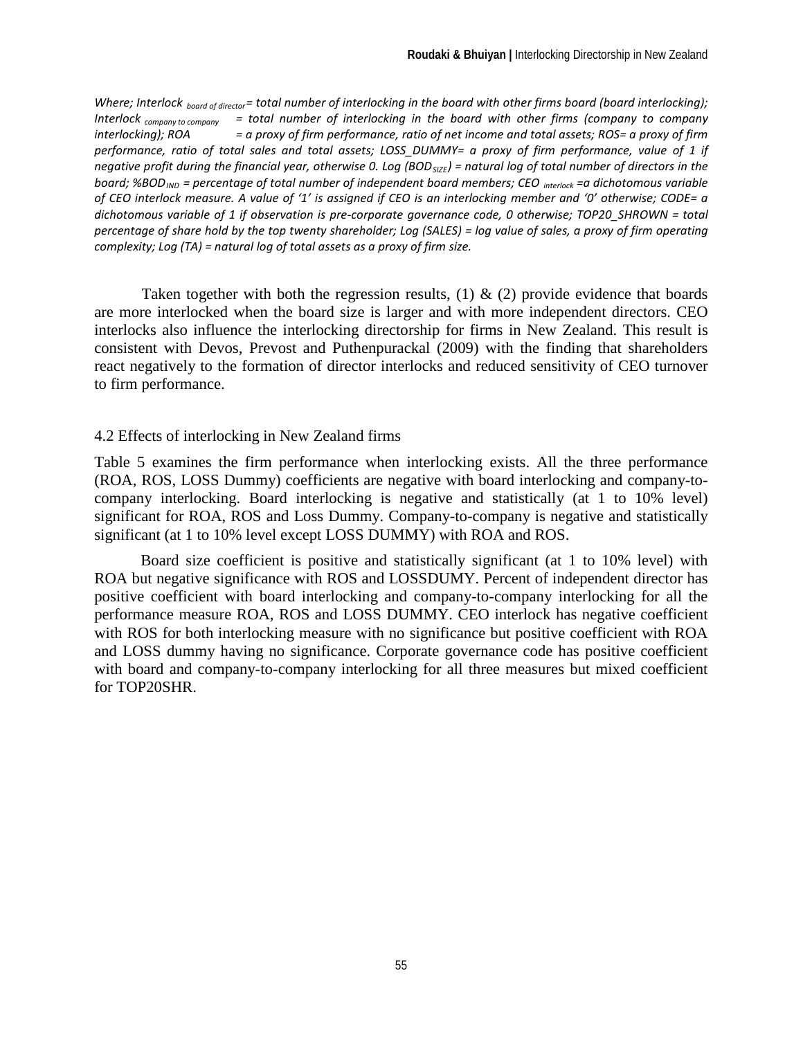*Where; Interlock $_{board\ of\ director}$ = total number of interlocking in the board with other firms board (board interlocking); Interlock $_{company\ to\ company}$ = total number of interlocking in the board with other firms (company to company interlocking); ROA = a proxy of firm performance, ratio of net income and total assets; ROS= a proxy of firm performance, ratio of total sales and total assets; LOSS_DUMMY= a proxy of firm performance, value of 1 if negative profit during the financial year, otherwise 0. Log (BOD$_{SIZE}$) = natural log of total number of directors in the board; %BOD$_{IND}$ = percentage of total number of independent board members; CEO $_{interlock}$ =a dichotomous variable of CEO interlock measure. A value of '1' is assigned if CEO is an interlocking member and '0' otherwise; CODE= a dichotomous variable of 1 if observation is pre-corporate governance code, 0 otherwise; TOP20_SHROWN = total percentage of share hold by the top twenty shareholder; Log (SALES) = log value of sales, a proxy of firm operating complexity; Log (TA) = natural log of total assets as a proxy of firm size.*

Taken together with both the regression results, (1) & (2) provide evidence that boards are more interlocked when the board size is larger and with more independent directors. CEO interlocks also influence the interlocking directorship for firms in New Zealand. This result is consistent with Devos, Prevost and Puthenpurackal (2009) with the finding that shareholders react negatively to the formation of director interlocks and reduced sensitivity of CEO turnover to firm performance.

## 4.2 Effects of interlocking in New Zealand firms

Table 5 examines the firm performance when interlocking exists. All the three performance (ROA, ROS, LOSS Dummy) coefficients are negative with board interlocking and company-to-company interlocking. Board interlocking is negative and statistically (at 1 to 10% level) significant for ROA, ROS and Loss Dummy. Company-to-company is negative and statistically significant (at 1 to 10% level except LOSS DUMMY) with ROA and ROS.

Board size coefficient is positive and statistically significant (at 1 to 10% level) with ROA but negative significance with ROS and LOSSDUMY. Percent of independent director has positive coefficient with board interlocking and company-to-company interlocking for all the performance measure ROA, ROS and LOSS DUMMY. CEO interlock has negative coefficient with ROS for both interlocking measure with no significance but positive coefficient with ROA and LOSS dummy having no significance. Corporate governance code has positive coefficient with board and company-to-company interlocking for all three measures but mixed coefficient for TOP20SHR.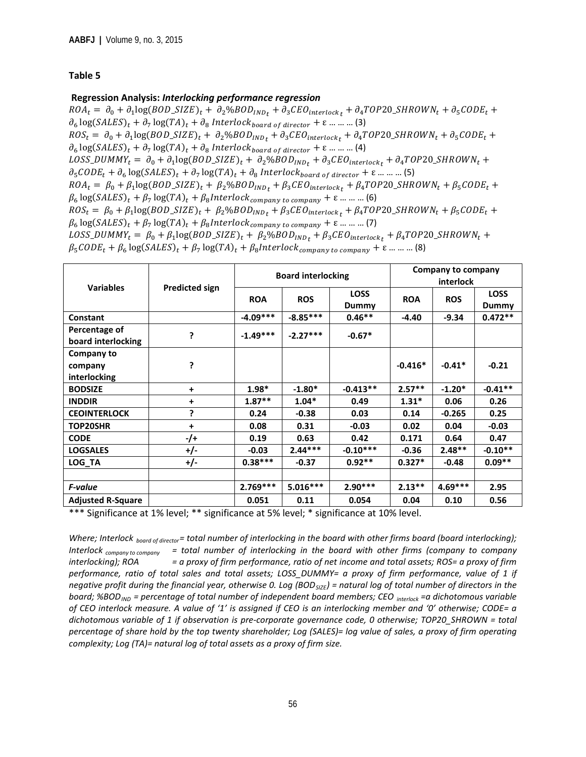## Table 5

**Regression Analysis: *Interlocking performance regression***

$$ROA_t = \partial_0 + \partial_1 \log(BOD\_SIZE)_t + \partial_2 \%BOD_{IND_t} + \partial_3 CEO_{interlock_t} + \partial_4 TOP20\_SHROWN_t + \partial_5 CODE_t + \partial_6 \log(SALES)_t + \partial_7 \log(TA)_t + \partial_8 \; Interlock_{board\ of\ director} + \varepsilon \ldots\ldots\ldots (3)$$

$$ROS_t = \partial_0 + \partial_1 \log(BOD\_SIZE)_t + \partial_2 \%BOD_{IND_t} + \partial_3 CEO_{interlock_t} + \partial_4 TOP20\_SHROWN_t + \partial_5 CODE_t + \partial_6 \log(SALES)_t + \partial_7 \log(TA)_t + \partial_8 \; Interlock_{board\ of\ director} + \varepsilon \ldots\ldots\ldots (4)$$

$$LOSS\_DUMMY_t = \partial_0 + \partial_1 \log(BOD\_SIZE)_t + \partial_2 \%BOD_{IND_t} + \partial_3 CEO_{interlock_t} + \partial_4 TOP20\_SHROWN_t + \partial_5 CODE_t + \partial_6 \log(SALES)_t + \partial_7 \log(TA)_t + \partial_8 \; Interlock_{board\ of\ director} + \varepsilon \ldots\ldots\ldots (5)$$

$$ROA_t = \beta_0 + \beta_1 \log(BOD\_SIZE)_t + \beta_2 \%BOD_{IND_t} + \beta_3 CEO_{interlock_t} + \beta_4 TOP20\_SHROWN_t + \beta_5 CODE_t + \beta_6 \log(SALES)_t + \beta_7 \log(TA)_t + \beta_8 Interlock_{company\ to\ company} + \varepsilon \ldots\ldots\ldots (6)$$

$$ROS_t = \beta_0 + \beta_1 \log(BOD\_SIZE)_t + \beta_2 \%BOD_{IND_t} + \beta_3 CEO_{interlock_t} + \beta_4 TOP20\_SHROWN_t + \beta_5 CODE_t + \beta_6 \log(SALES)_t + \beta_7 \log(TA)_t + \beta_8 Interlock_{company\ to\ company} + \varepsilon \ldots\ldots\ldots (7)$$

$$LOSS\_DUMMY_t = \beta_0 + \beta_1 \log(BOD\_SIZE)_t + \beta_2 \%BOD_{IND_t} + \beta_3 CEO_{interlock_t} + \beta_4 TOP20\_SHROWN_t + \beta_5 CODE_t + \beta_6 \log(SALES)_t + \beta_7 \log(TA)_t + \beta_8 Interlock_{company\ to\ company} + \varepsilon \ldots\ldots\ldots (8)$$

| Variables | Predicted sign | Board interlocking | | | Company to company interlock | | |
|---|---|---|---|---|---|---|---|
| | | ROA | ROS | LOSS Dummy | ROA | ROS | LOSS Dummy |
| **Constant** | | -4.09*** | -8.85*** | 0.46** | -4.40 | -9.34 | 0.472** |
| **Percentage of board interlocking** | ? | -1.49*** | -2.27*** | -0.67* | | | |
| **Company to company interlocking** | ? | | | | -0.416* | -0.41* | -0.21 |
| **BODSIZE** | + | 1.98* | -1.80* | -0.413** | 2.57** | -1.20* | -0.41** |
| **INDDIR** | + | 1.87** | 1.04* | 0.49 | 1.31* | 0.06 | 0.26 |
| **CEOINTERLOCK** | ? | 0.24 | -0.38 | 0.03 | 0.14 | -0.265 | 0.25 |
| **TOP20SHR** | + | 0.08 | 0.31 | -0.03 | 0.02 | 0.04 | -0.03 |
| **CODE** | -/+ | 0.19 | 0.63 | 0.42 | 0.171 | 0.64 | 0.47 |
| **LOGSALES** | +/- | -0.03 | 2.44*** | -0.10*** | -0.36 | 2.48** | -0.10** |
| **LOG_TA** | +/- | 0.38*** | -0.37 | 0.92** | 0.327* | -0.48 | 0.09** |
| | | | | | | | |
| ***F-value*** | | 2.769*** | 5.016*** | 2.90*** | 2.13** | 4.69*** | 2.95 |
| **Adjusted R-Square** | | 0.051 | 0.11 | 0.054 | 0.04 | 0.10 | 0.56 |

*** Significance at 1% level; ** significance at 5% level; * significance at 10% level.

*Where; Interlock $_{board\ of\ director}$= total number of interlocking in the board with other firms board (board interlocking); Interlock $_{company\ to\ company}$ = total number of interlocking in the board with other firms (company to company interlocking); ROA = a proxy of firm performance, ratio of net income and total assets; ROS= a proxy of firm performance, ratio of total sales and total assets; LOSS_DUMMY= a proxy of firm performance, value of 1 if negative profit during the financial year, otherwise 0. Log ($BOD_{SIZE}$) = natural log of total number of directors in the board; $\%BOD_{IND}$ = percentage of total number of independent board members; CEO $_{interlock}$ =a dichotomous variable of CEO interlock measure. A value of '1' is assigned if CEO is an interlocking member and '0' otherwise; CODE= a dichotomous variable of 1 if observation is pre-corporate governance code, 0 otherwise; TOP20_SHROWN = total percentage of share hold by the top twenty shareholder; Log (SALES)= log value of sales, a proxy of firm operating complexity; Log (TA)= natural log of total assets as a proxy of firm size.*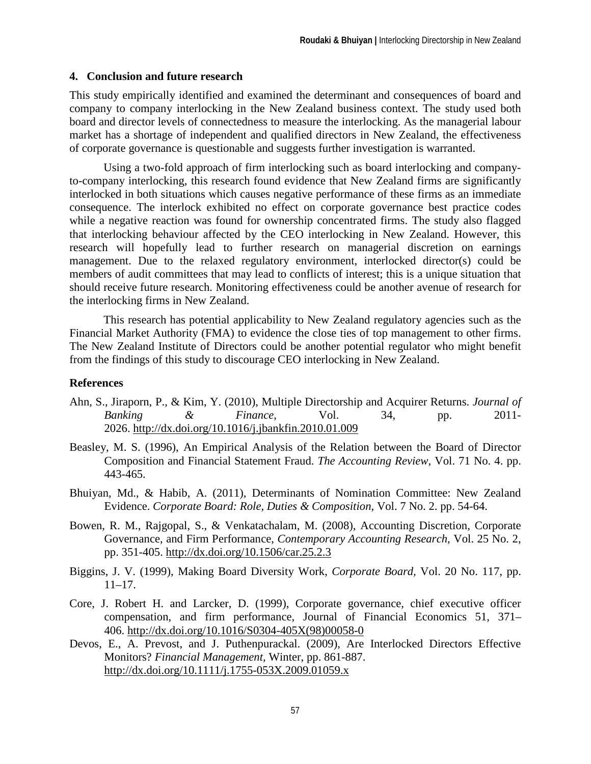## 4. Conclusion and future research

This study empirically identified and examined the determinant and consequences of board and company to company interlocking in the New Zealand business context. The study used both board and director levels of connectedness to measure the interlocking. As the managerial labour market has a shortage of independent and qualified directors in New Zealand, the effectiveness of corporate governance is questionable and suggests further investigation is warranted.

Using a two-fold approach of firm interlocking such as board interlocking and company-to-company interlocking, this research found evidence that New Zealand firms are significantly interlocked in both situations which causes negative performance of these firms as an immediate consequence. The interlock exhibited no effect on corporate governance best practice codes while a negative reaction was found for ownership concentrated firms. The study also flagged that interlocking behaviour affected by the CEO interlocking in New Zealand. However, this research will hopefully lead to further research on managerial discretion on earnings management. Due to the relaxed regulatory environment, interlocked director(s) could be members of audit committees that may lead to conflicts of interest; this is a unique situation that should receive future research. Monitoring effectiveness could be another avenue of research for the interlocking firms in New Zealand.

This research has potential applicability to New Zealand regulatory agencies such as the Financial Market Authority (FMA) to evidence the close ties of top management to other firms. The New Zealand Institute of Directors could be another potential regulator who might benefit from the findings of this study to discourage CEO interlocking in New Zealand.

## References

Ahn, S., Jiraporn, P., & Kim, Y. (2010), Multiple Directorship and Acquirer Returns. *Journal of Banking & Finance*, Vol. 34, pp. 2011-2026. http://dx.doi.org/10.1016/j.jbankfin.2010.01.009

Beasley, M. S. (1996), An Empirical Analysis of the Relation between the Board of Director Composition and Financial Statement Fraud. *The Accounting Review*, Vol. 71 No. 4. pp. 443-465.

Bhuiyan, Md., & Habib, A. (2011), Determinants of Nomination Committee: New Zealand Evidence. *Corporate Board: Role, Duties & Composition,* Vol. 7 No. 2. pp. 54-64.

Bowen, R. M., Rajgopal, S., & Venkatachalam, M. (2008), Accounting Discretion, Corporate Governance, and Firm Performance, *Contemporary Accounting Research*, Vol. 25 No. 2, pp. 351-405. http://dx.doi.org/10.1506/car.25.2.3

Biggins, J. V. (1999), Making Board Diversity Work, *Corporate Board,* Vol. 20 No. 117, pp. 11–17.

Core, J. Robert H. and Larcker, D. (1999), Corporate governance, chief executive officer compensation, and firm performance, Journal of Financial Economics 51, 371–406. http://dx.doi.org/10.1016/S0304-405X(98)00058-0

Devos, E., A. Prevost, and J. Puthenpurackal. (2009), Are Interlocked Directors Effective Monitors? *Financial Management,* Winter, pp. 861-887. http://dx.doi.org/10.1111/j.1755-053X.2009.01059.x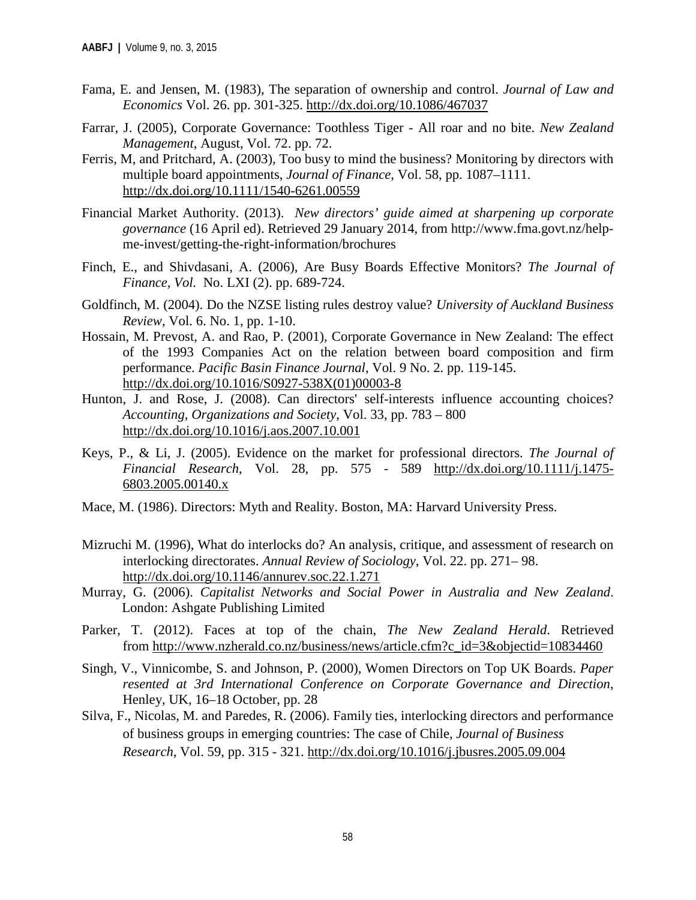Fama, E. and Jensen, M. (1983), The separation of ownership and control. *Journal of Law and Economics* Vol. 26. pp. 301-325. http://dx.doi.org/10.1086/467037

Farrar, J. (2005), Corporate Governance: Toothless Tiger - All roar and no bite. *New Zealand Management*, August, Vol. 72. pp. 72.

Ferris, M, and Pritchard, A. (2003), Too busy to mind the business? Monitoring by directors with multiple board appointments, *Journal of Finance,* Vol. 58, pp. 1087–1111. http://dx.doi.org/10.1111/1540-6261.00559

Financial Market Authority. (2013). *New directors' guide aimed at sharpening up corporate governance* (16 April ed). Retrieved 29 January 2014, from http://www.fma.govt.nz/help-me-invest/getting-the-right-information/brochures

Finch, E., and Shivdasani, A. (2006), Are Busy Boards Effective Monitors? *The Journal of Finance, Vol.* No. LXI (2). pp. 689-724.

Goldfinch, M. (2004). Do the NZSE listing rules destroy value? *University of Auckland Business Review,* Vol. 6. No. 1, pp. 1-10.

Hossain, M. Prevost, A. and Rao, P. (2001), Corporate Governance in New Zealand: The effect of the 1993 Companies Act on the relation between board composition and firm performance. *Pacific Basin Finance Journal*, Vol. 9 No. 2. pp. 119-145. http://dx.doi.org/10.1016/S0927-538X(01)00003-8

Hunton, J. and Rose, J. (2008). Can directors' self-interests influence accounting choices? *Accounting, Organizations and Society*, Vol. 33, pp. 783 – 800 http://dx.doi.org/10.1016/j.aos.2007.10.001

Keys, P., & Li, J. (2005). Evidence on the market for professional directors. *The Journal of Financial Research*, Vol. 28, pp. 575 - 589 http://dx.doi.org/10.1111/j.1475-6803.2005.00140.x

Mace, M. (1986). Directors: Myth and Reality. Boston, MA: Harvard University Press.

Mizruchi M. (1996), What do interlocks do? An analysis, critique, and assessment of research on interlocking directorates. *Annual Review of Sociology*, Vol. 22. pp. 271– 98. http://dx.doi.org/10.1146/annurev.soc.22.1.271

Murray, G. (2006). *Capitalist Networks and Social Power in Australia and New Zealand*. London: Ashgate Publishing Limited

Parker, T. (2012). Faces at top of the chain, *The New Zealand Herald*. Retrieved from http://www.nzherald.co.nz/business/news/article.cfm?c_id=3&objectid=10834460

Singh, V., Vinnicombe, S. and Johnson, P. (2000), Women Directors on Top UK Boards. *Paper resented at 3rd International Conference on Corporate Governance and Direction*, Henley, UK, 16–18 October, pp. 28

Silva, F., Nicolas, M. and Paredes, R. (2006). Family ties, interlocking directors and performance of business groups in emerging countries: The case of Chile, *Journal of Business Research*, Vol. 59, pp. 315 - 321. http://dx.doi.org/10.1016/j.jbusres.2005.09.004